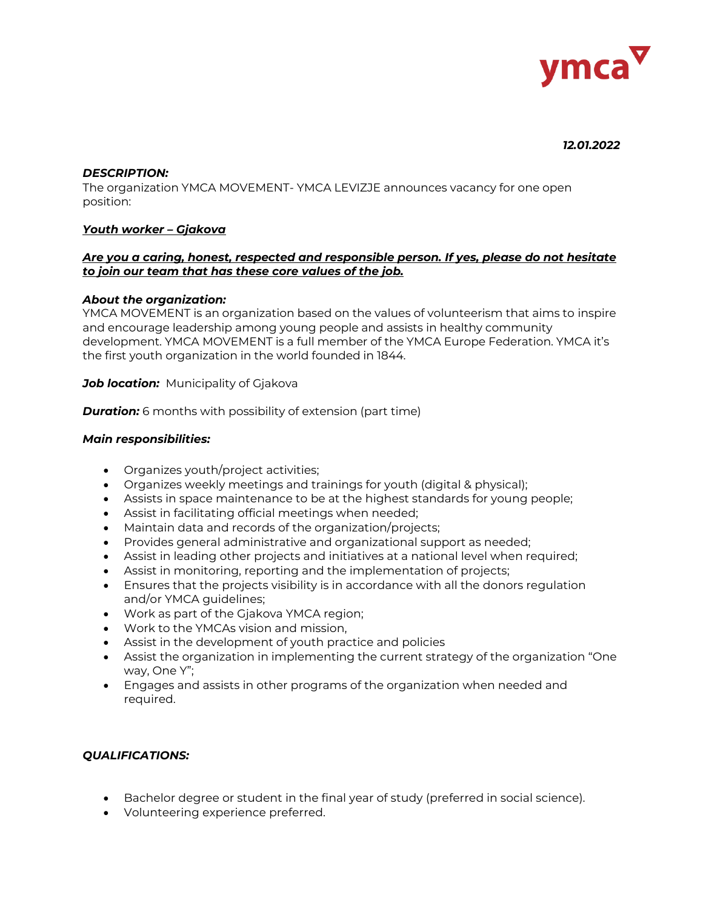ymca

***12.01.2022***

***DESCRIPTION:***

The organization YMCA MOVEMENT- YMCA LEVIZJE announces vacancy for one open position:

***<u>Youth worker – Gjakova</u>***

***<u>Are you a caring, honest, respected and responsible person. If yes, please do not hesitate to join our team that has these core values of the job.</u>***

***About the organization:***

YMCA MOVEMENT is an organization based on the values of volunteerism that aims to inspire and encourage leadership among young people and assists in healthy community development. YMCA MOVEMENT is a full member of the YMCA Europe Federation. YMCA it's the first youth organization in the world founded in 1844.

***Job location:*** Municipality of Gjakova

***Duration:*** 6 months with possibility of extension (part time)

***Main responsibilities:***

- Organizes youth/project activities;
- Organizes weekly meetings and trainings for youth (digital & physical);
- Assists in space maintenance to be at the highest standards for young people;
- Assist in facilitating official meetings when needed;
- Maintain data and records of the organization/projects;
- Provides general administrative and organizational support as needed;
- Assist in leading other projects and initiatives at a national level when required;
- Assist in monitoring, reporting and the implementation of projects;
- Ensures that the projects visibility is in accordance with all the donors regulation and/or YMCA guidelines;
- Work as part of the Gjakova YMCA region;
- Work to the YMCAs vision and mission,
- Assist in the development of youth practice and policies
- Assist the organization in implementing the current strategy of the organization "One way, One Y";
- Engages and assists in other programs of the organization when needed and required.

***QUALIFICATIONS:***

- Bachelor degree or student in the final year of study (preferred in social science).
- Volunteering experience preferred.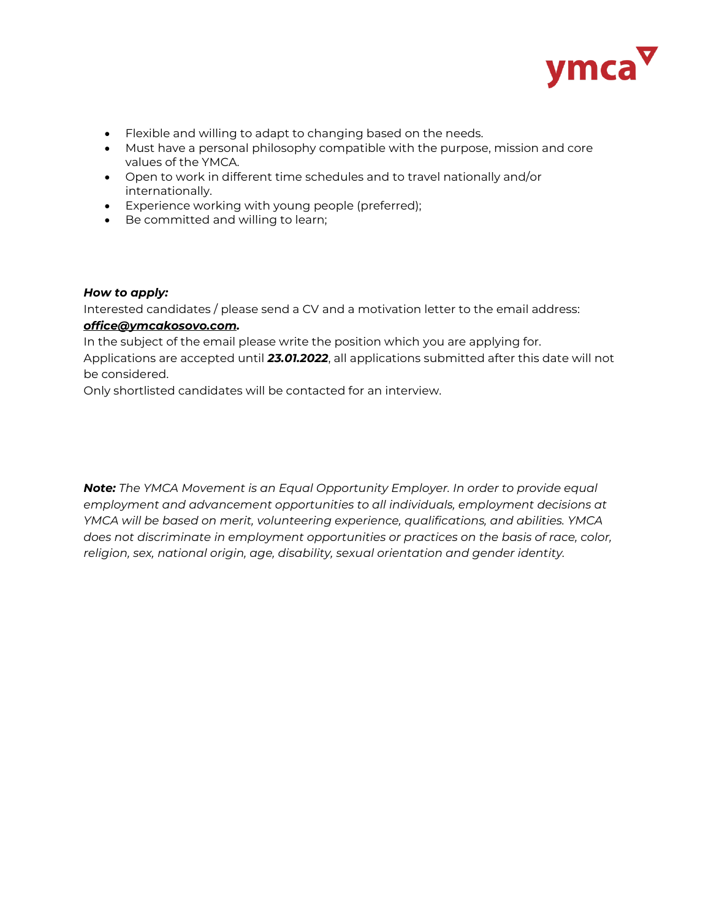- Flexible and willing to adapt to changing based on the needs.
- Must have a personal philosophy compatible with the purpose, mission and core values of the YMCA.
- Open to work in different time schedules and to travel nationally and/or internationally.
- Experience working with young people (preferred);
- Be committed and willing to learn;

***How to apply:***

Interested candidates / please send a CV and a motivation letter to the email address: ***office@ymcakosovo.com.***

In the subject of the email please write the position which you are applying for.

Applications are accepted until ***23.01.2022***, all applications submitted after this date will not be considered.

Only shortlisted candidates will be contacted for an interview.

***Note:*** *The YMCA Movement is an Equal Opportunity Employer. In order to provide equal employment and advancement opportunities to all individuals, employment decisions at YMCA will be based on merit, volunteering experience, qualifications, and abilities. YMCA does not discriminate in employment opportunities or practices on the basis of race, color, religion, sex, national origin, age, disability, sexual orientation and gender identity.*